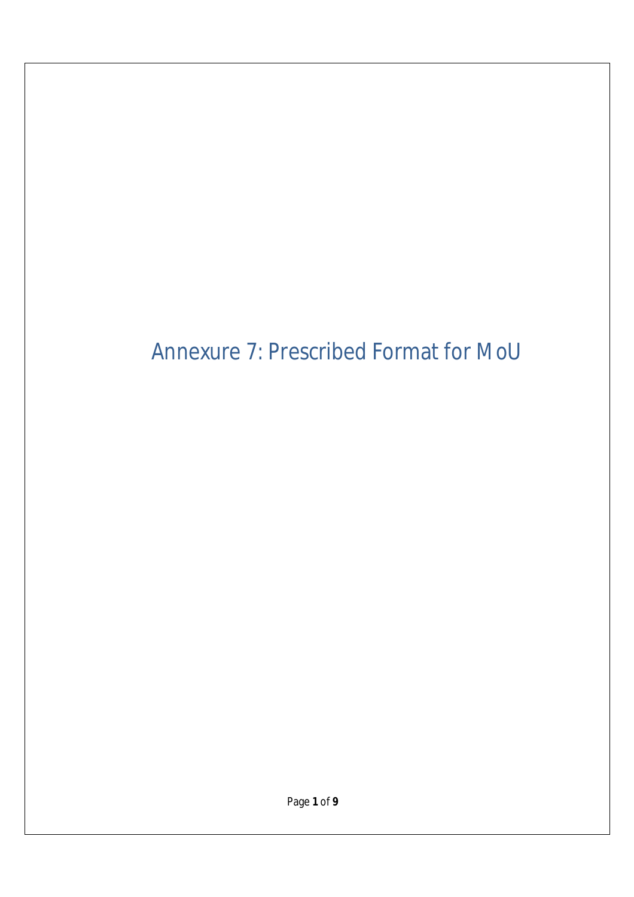# Annexure 7: Prescribed Format for MoU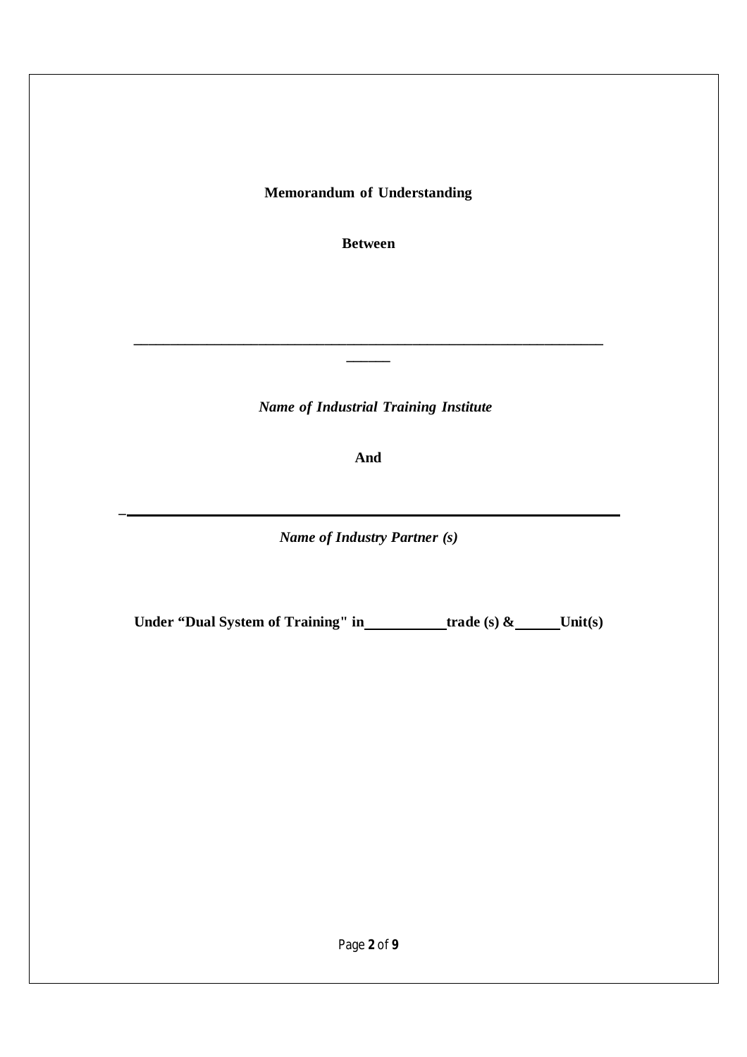**Memorandum of Understanding**

**Between**

\_\_\_\_\_\_\_\_\_\_\_\_\_\_\_\_\_\_\_\_\_\_\_\_\_\_\_\_\_\_\_\_\_\_\_\_\_\_\_\_\_\_\_\_\_\_\_\_\_\_\_\_\_\_\_\_\_\_\_\_\_\_\_\_\_\_\_\_\_\_

*Name of Industrial Training Institute*

**And**

\_\_\_\_\_\_\_\_\_\_\_\_\_\_\_\_\_\_\_\_\_\_\_\_\_\_\_\_\_\_\_\_\_\_\_\_\_\_\_\_\_\_\_\_\_\_\_\_\_\_\_\_\_\_\_\_\_\_\_\_\_\_\_\_\_\_\_\_\_\_

*Name of Industry Partner (s)*

**Under "Dual System of Training" in \_\_\_\_\_\_\_\_\_\_\_\_ trade (s) & \_\_\_\_\_\_ Unit(s)**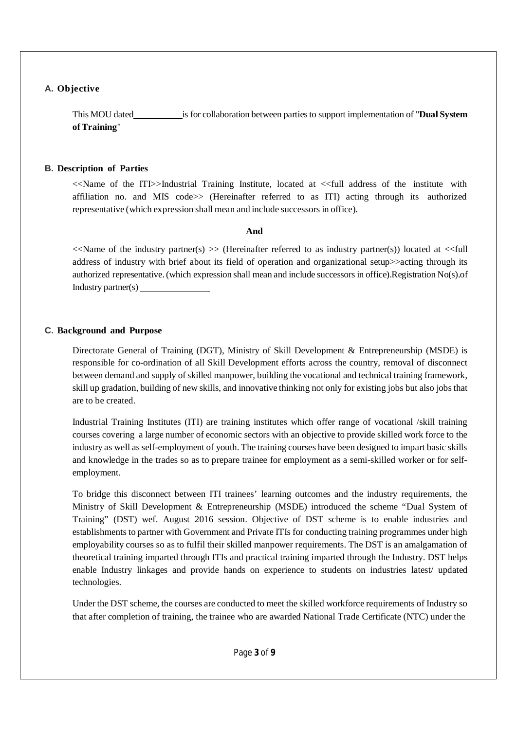### A. Objective

This MOU dated\_\_\_\_\_\_\_\_\_\_ is for collaboration between parties to support implementation of "**Dual System of Training**"

### B. Description of Parties

<<Name of the ITI>>Industrial Training Institute, located at <<full address of the institute with affiliation no. and MIS code>> (Hereinafter referred to as ITI) acting through its authorized representative (which expression shall mean and include successors in office).

**And**

<<Name of the industry partner(s) >> (Hereinafter referred to as industry partner(s)) located at <<full address of industry with brief about its field of operation and organizational setup>>acting through its authorized representative. (which expression shall mean and include successors in office).Registration No(s).of Industry partner(s) \_\_\_\_\_\_\_\_\_\_\_\_\_\_

### C. Background and Purpose

Directorate General of Training (DGT), Ministry of Skill Development & Entrepreneurship (MSDE) is responsible for co-ordination of all Skill Development efforts across the country, removal of disconnect between demand and supply of skilled manpower, building the vocational and technical training framework, skill up gradation, building of new skills, and innovative thinking not only for existing jobs but also jobs that are to be created.

Industrial Training Institutes (ITI) are training institutes which offer range of vocational /skill training courses covering a large number of economic sectors with an objective to provide skilled work force to the industry as well as self-employment of youth. The training courses have been designed to impart basic skills and knowledge in the trades so as to prepare trainee for employment as a semi-skilled worker or for self-employment.

To bridge this disconnect between ITI trainees' learning outcomes and the industry requirements, the Ministry of Skill Development & Entrepreneurship (MSDE) introduced the scheme "Dual System of Training" (DST) wef. August 2016 session. Objective of DST scheme is to enable industries and establishments to partner with Government and Private ITIs for conducting training programmes under high employability courses so as to fulfil their skilled manpower requirements. The DST is an amalgamation of theoretical training imparted through ITIs and practical training imparted through the Industry. DST helps enable Industry linkages and provide hands on experience to students on industries latest/ updated technologies.

Under the DST scheme, the courses are conducted to meet the skilled workforce requirements of Industry so that after completion of training, the trainee who are awarded National Trade Certificate (NTC) under the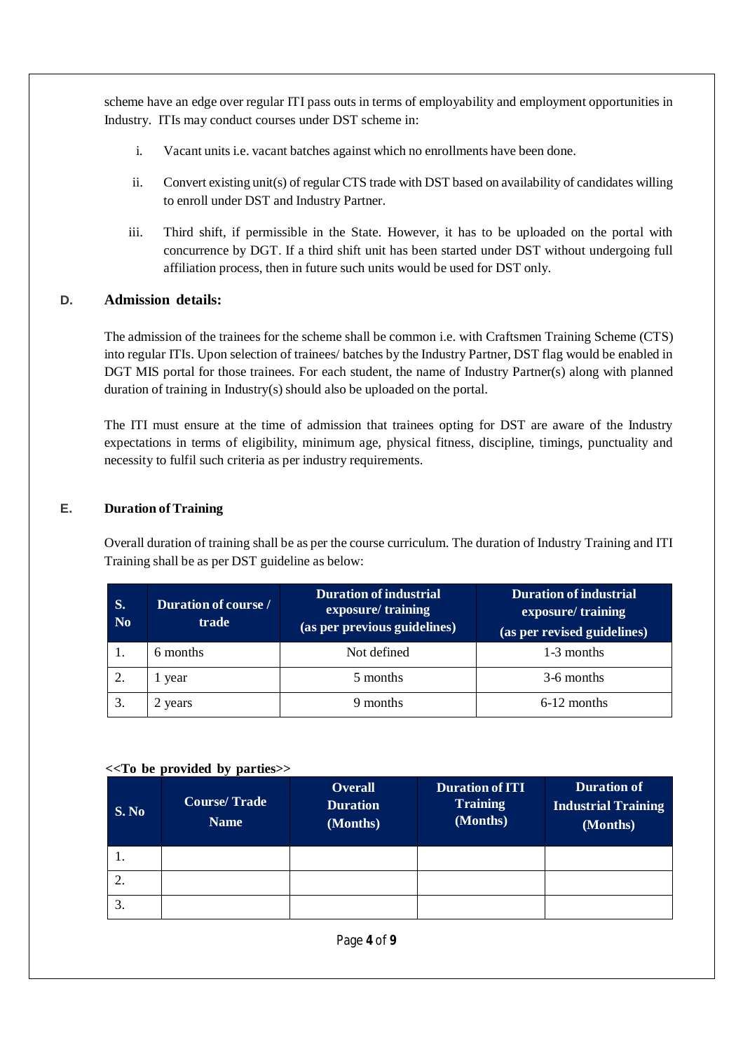scheme have an edge over regular ITI pass outs in terms of employability and employment opportunities in Industry. ITIs may conduct courses under DST scheme in:

i. Vacant units i.e. vacant batches against which no enrollments have been done.

ii. Convert existing unit(s) of regular CTS trade with DST based on availability of candidates willing to enroll under DST and Industry Partner.

iii. Third shift, if permissible in the State. However, it has to be uploaded on the portal with concurrence by DGT. If a third shift unit has been started under DST without undergoing full affiliation process, then in future such units would be used for DST only.

## D. Admission details:

The admission of the trainees for the scheme shall be common i.e. with Craftsmen Training Scheme (CTS) into regular ITIs. Upon selection of trainees/ batches by the Industry Partner, DST flag would be enabled in DGT MIS portal for those trainees. For each student, the name of Industry Partner(s) along with planned duration of training in Industry(s) should also be uploaded on the portal.

The ITI must ensure at the time of admission that trainees opting for DST are aware of the Industry expectations in terms of eligibility, minimum age, physical fitness, discipline, timings, punctuality and necessity to fulfil such criteria as per industry requirements.

## E. Duration of Training

Overall duration of training shall be as per the course curriculum. The duration of Industry Training and ITI Training shall be as per DST guideline as below:

| S. No | Duration of course / trade | Duration of industrial exposure/ training (as per previous guidelines) | Duration of industrial exposure/ training (as per revised guidelines) |
|---|---|---|---|
| 1. | 6 months | Not defined | 1-3 months |
| 2. | 1 year | 5 months | 3-6 months |
| 3. | 2 years | 9 months | 6-12 months |

**<<To be provided by parties>>**

| S. No | Course/ Trade Name | Overall Duration (Months) | Duration of ITI Training (Months) | Duration of Industrial Training (Months) |
|---|---|---|---|---|
| 1. | | | | |
| 2. | | | | |
| 3. | | | | |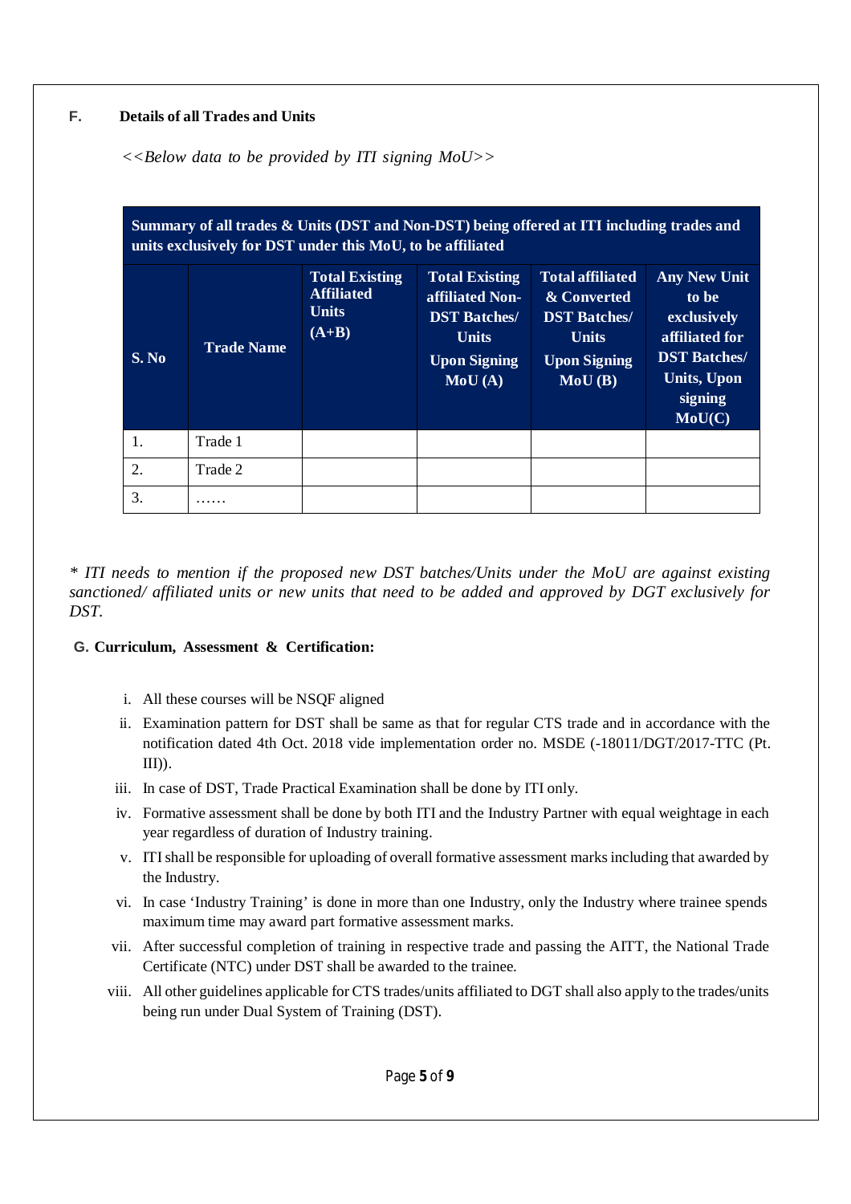## F. Details of all Trades and Units

*<<Below data to be provided by ITI signing MoU>>*

| Summary of all trades & Units (DST and Non-DST) being offered at ITI including trades and units exclusively for DST under this MoU, to be affiliated | | | | | |
|---|---|---|---|---|---|
| **S. No** | **Trade Name** | **Total Existing Affiliated Units (A+B)** | **Total Existing affiliated Non-DST Batches/ Units Upon Signing MoU (A)** | **Total affiliated & Converted DST Batches/ Units Upon Signing MoU (B)** | **Any New Unit to be exclusively affiliated for DST Batches/ Units, Upon signing MoU(C)** |
| 1. | Trade 1 | | | | |
| 2. | Trade 2 | | | | |
| 3. | …… | | | | |

*\* ITI needs to mention if the proposed new DST batches/Units under the MoU are against existing sanctioned/ affiliated units or new units that need to be added and approved by DGT exclusively for DST.*

## G. Curriculum, Assessment & Certification:

i. All these courses will be NSQF aligned

ii. Examination pattern for DST shall be same as that for regular CTS trade and in accordance with the notification dated 4th Oct. 2018 vide implementation order no. MSDE (-18011/DGT/2017-TTC (Pt. III)).

iii. In case of DST, Trade Practical Examination shall be done by ITI only.

iv. Formative assessment shall be done by both ITI and the Industry Partner with equal weightage in each year regardless of duration of Industry training.

v. ITI shall be responsible for uploading of overall formative assessment marks including that awarded by the Industry.

vi. In case 'Industry Training' is done in more than one Industry, only the Industry where trainee spends maximum time may award part formative assessment marks.

vii. After successful completion of training in respective trade and passing the AITT, the National Trade Certificate (NTC) under DST shall be awarded to the trainee.

viii. All other guidelines applicable for CTS trades/units affiliated to DGT shall also apply to the trades/units being run under Dual System of Training (DST).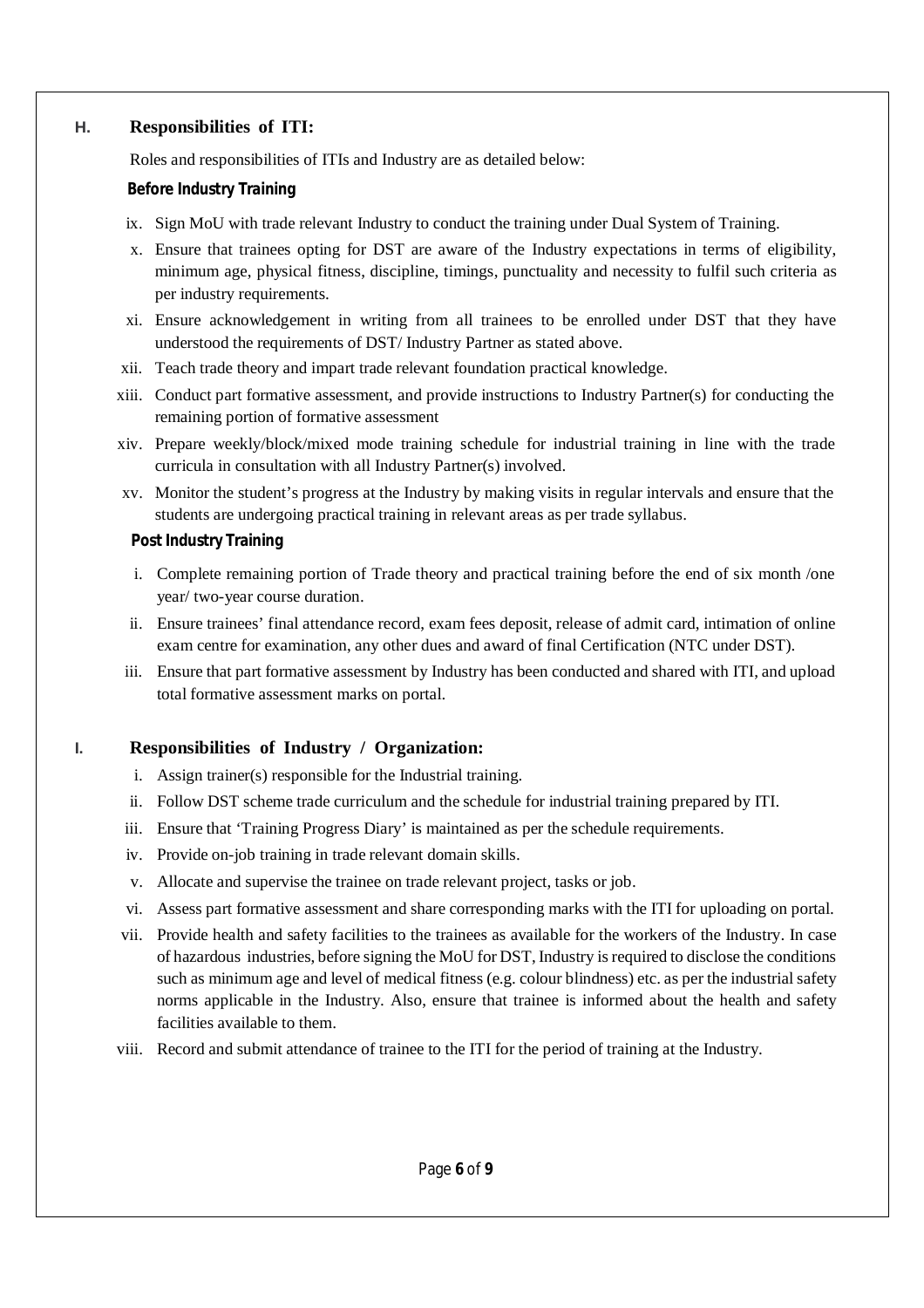## H. Responsibilities of ITI:

Roles and responsibilities of ITIs and Industry are as detailed below:

**Before Industry Training**

ix. Sign MoU with trade relevant Industry to conduct the training under Dual System of Training.

x. Ensure that trainees opting for DST are aware of the Industry expectations in terms of eligibility, minimum age, physical fitness, discipline, timings, punctuality and necessity to fulfil such criteria as per industry requirements.

xi. Ensure acknowledgement in writing from all trainees to be enrolled under DST that they have understood the requirements of DST/ Industry Partner as stated above.

xii. Teach trade theory and impart trade relevant foundation practical knowledge.

xiii. Conduct part formative assessment, and provide instructions to Industry Partner(s) for conducting the remaining portion of formative assessment

xiv. Prepare weekly/block/mixed mode training schedule for industrial training in line with the trade curricula in consultation with all Industry Partner(s) involved.

xv. Monitor the student's progress at the Industry by making visits in regular intervals and ensure that the students are undergoing practical training in relevant areas as per trade syllabus.

**Post Industry Training**

i. Complete remaining portion of Trade theory and practical training before the end of six month /one year/ two-year course duration.

ii. Ensure trainees' final attendance record, exam fees deposit, release of admit card, intimation of online exam centre for examination, any other dues and award of final Certification (NTC under DST).

iii. Ensure that part formative assessment by Industry has been conducted and shared with ITI, and upload total formative assessment marks on portal.

## I. Responsibilities of Industry / Organization:

i. Assign trainer(s) responsible for the Industrial training.

ii. Follow DST scheme trade curriculum and the schedule for industrial training prepared by ITI.

iii. Ensure that 'Training Progress Diary' is maintained as per the schedule requirements.

iv. Provide on-job training in trade relevant domain skills.

v. Allocate and supervise the trainee on trade relevant project, tasks or job.

vi. Assess part formative assessment and share corresponding marks with the ITI for uploading on portal.

vii. Provide health and safety facilities to the trainees as available for the workers of the Industry. In case of hazardous industries, before signing the MoU for DST, Industry is required to disclose the conditions such as minimum age and level of medical fitness (e.g. colour blindness) etc. as per the industrial safety norms applicable in the Industry. Also, ensure that trainee is informed about the health and safety facilities available to them.

viii. Record and submit attendance of trainee to the ITI for the period of training at the Industry.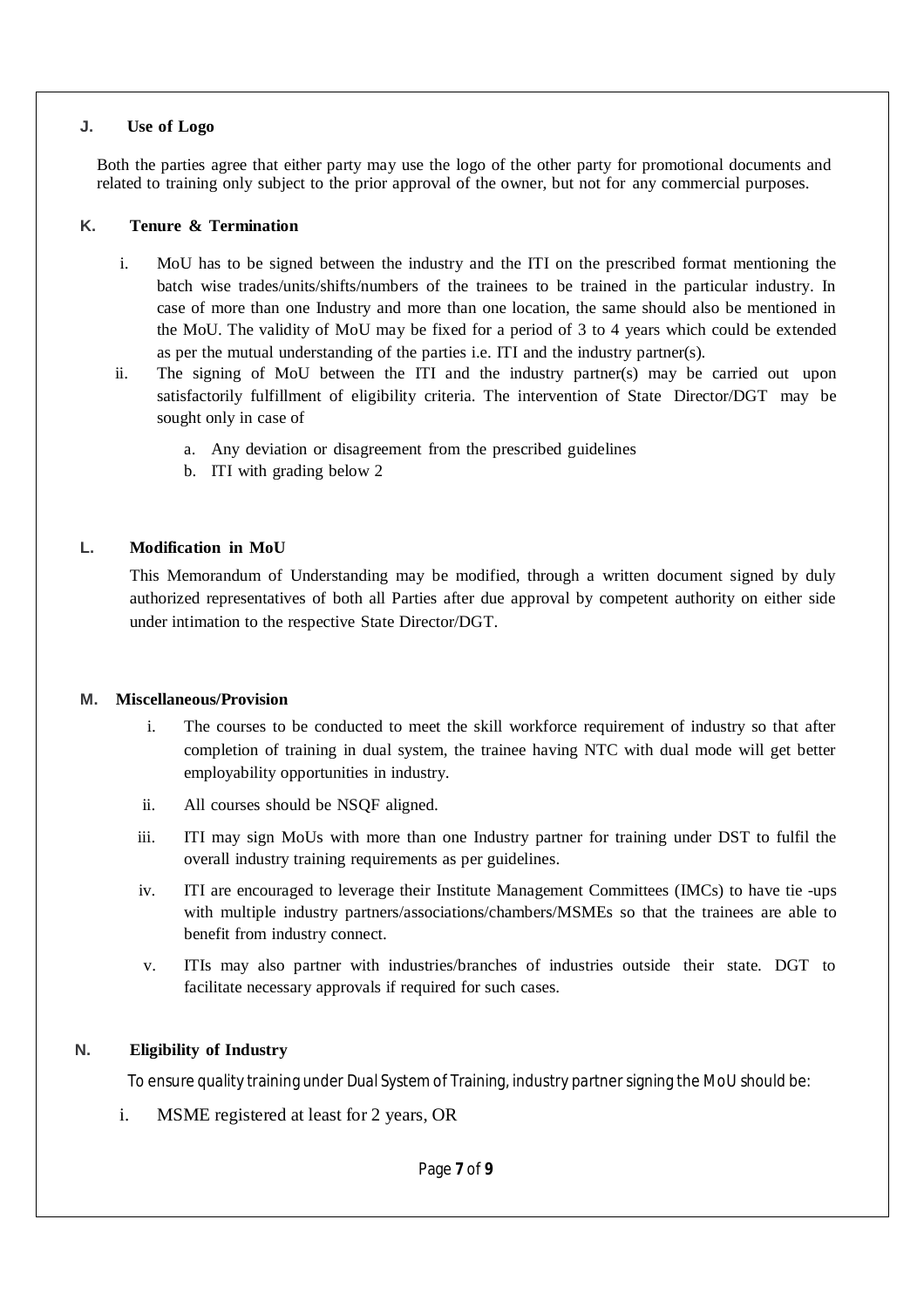**J. Use of Logo**

Both the parties agree that either party may use the logo of the other party for promotional documents and related to training only subject to the prior approval of the owner, but not for any commercial purposes.

**K. Tenure & Termination**

i. MoU has to be signed between the industry and the ITI on the prescribed format mentioning the batch wise trades/units/shifts/numbers of the trainees to be trained in the particular industry. In case of more than one Industry and more than one location, the same should also be mentioned in the MoU. The validity of MoU may be fixed for a period of 3 to 4 years which could be extended as per the mutual understanding of the parties i.e. ITI and the industry partner(s).

ii. The signing of MoU between the ITI and the industry partner(s) may be carried out upon satisfactorily fulfillment of eligibility criteria. The intervention of State Director/DGT may be sought only in case of

   a. Any deviation or disagreement from the prescribed guidelines
   b. ITI with grading below 2

**L. Modification in MoU**

This Memorandum of Understanding may be modified, through a written document signed by duly authorized representatives of both all Parties after due approval by competent authority on either side under intimation to the respective State Director/DGT.

**M. Miscellaneous/Provision**

i. The courses to be conducted to meet the skill workforce requirement of industry so that after completion of training in dual system, the trainee having NTC with dual mode will get better employability opportunities in industry.

ii. All courses should be NSQF aligned.

iii. ITI may sign MoUs with more than one Industry partner for training under DST to fulfil the overall industry training requirements as per guidelines.

iv. ITI are encouraged to leverage their Institute Management Committees (IMCs) to have tie -ups with multiple industry partners/associations/chambers/MSMEs so that the trainees are able to benefit from industry connect.

v. ITIs may also partner with industries/branches of industries outside their state. DGT to facilitate necessary approvals if required for such cases.

**N. Eligibility of Industry**

To ensure quality training under Dual System of Training, industry partner signing the MoU should be:

i. MSME registered at least for 2 years, OR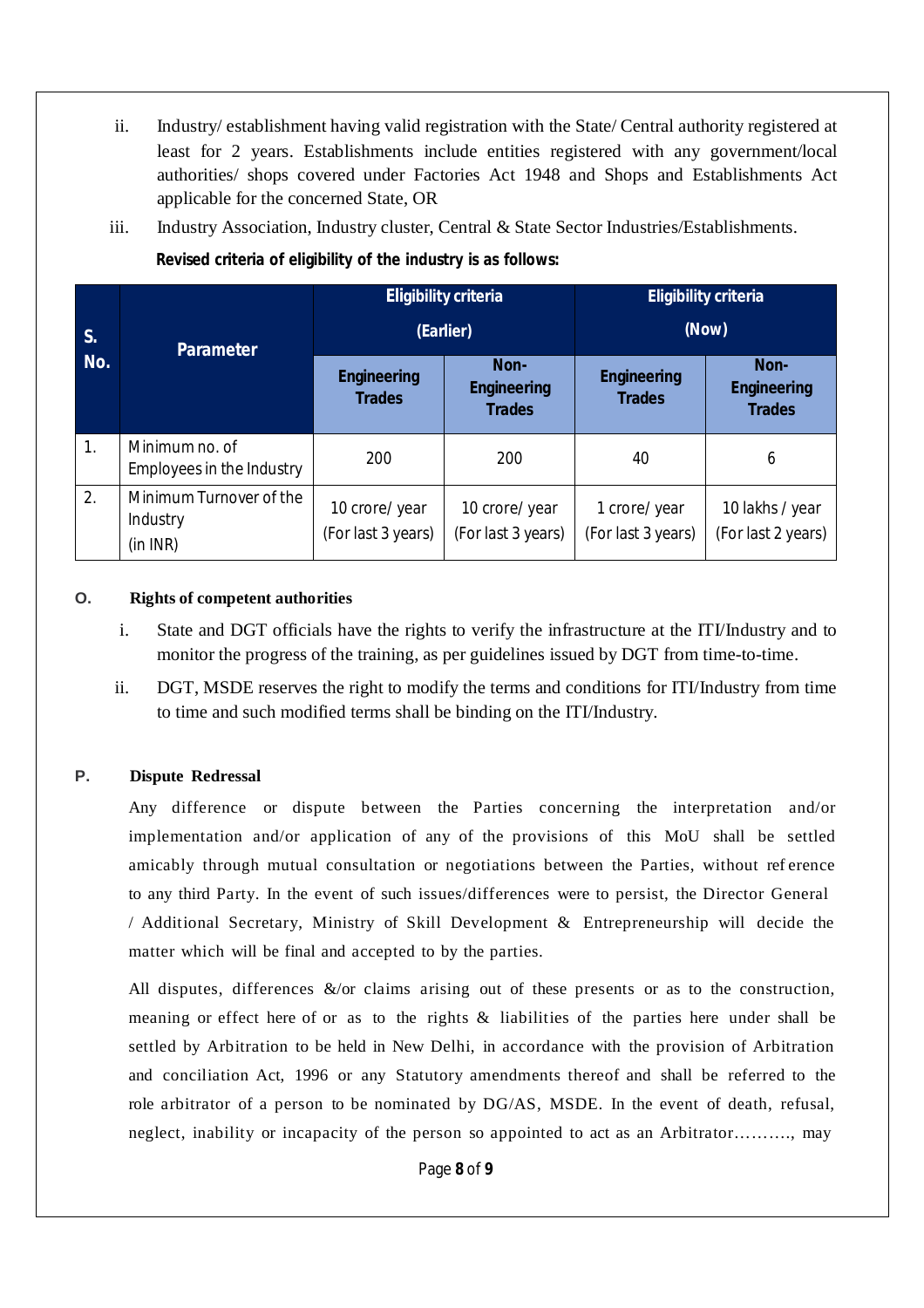ii. Industry/ establishment having valid registration with the State/ Central authority registered at least for 2 years. Establishments include entities registered with any government/local authorities/ shops covered under Factories Act 1948 and Shops and Establishments Act applicable for the concerned State, OR

iii. Industry Association, Industry cluster, Central & State Sector Industries/Establishments.

**Revised criteria of eligibility of the industry is as follows:**

| S. No. | Parameter | Eligibility criteria (Earlier) | | Eligibility criteria (Now) | |
|---|---|---|---|---|---|
| | | Engineering Trades | Non-Engineering Trades | Engineering Trades | Non-Engineering Trades |
| 1. | Minimum no. of Employees in the Industry | 200 | 200 | 40 | 6 |
| 2. | Minimum Turnover of the Industry (in INR) | 10 crore/ year (For last 3 years) | 10 crore/ year (For last 3 years) | 1 crore/ year (For last 3 years) | 10 lakhs / year (For last 2 years) |

**O. Rights of competent authorities**

i. State and DGT officials have the rights to verify the infrastructure at the ITI/Industry and to monitor the progress of the training, as per guidelines issued by DGT from time-to-time.

ii. DGT, MSDE reserves the right to modify the terms and conditions for ITI/Industry from time to time and such modified terms shall be binding on the ITI/Industry.

**P. Dispute Redressal**

Any difference or dispute between the Parties concerning the interpretation and/or implementation and/or application of any of the provisions of this MoU shall be settled amicably through mutual consultation or negotiations between the Parties, without ref erence to any third Party. In the event of such issues/differences were to persist, the Director General / Additional Secretary, Ministry of Skill Development & Entrepreneurship will decide the matter which will be final and accepted to by the parties.

All disputes, differences &/or claims arising out of these presents or as to the construction, meaning or effect here of or as to the rights & liabilities of the parties here under shall be settled by Arbitration to be held in New Delhi, in accordance with the provision of Arbitration and conciliation Act, 1996 or any Statutory amendments thereof and shall be referred to the role arbitrator of a person to be nominated by DG/AS, MSDE. In the event of death, refusal, neglect, inability or incapacity of the person so appointed to act as an Arbitrator………., may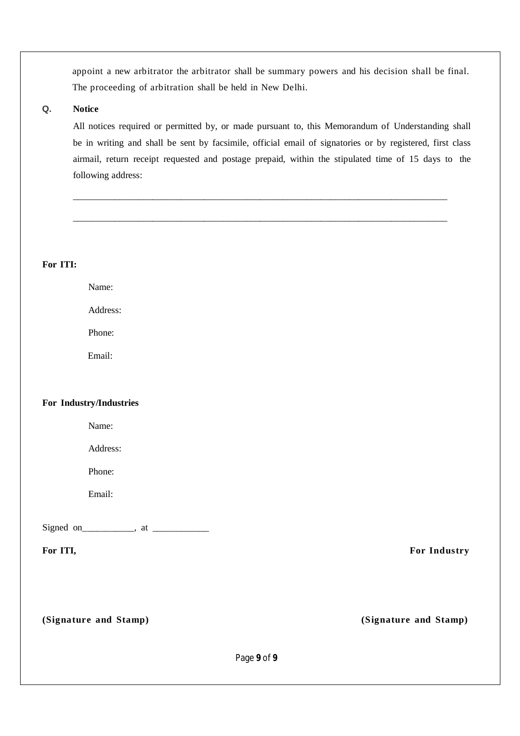appoint a new arbitrator the arbitrator shall be summary powers and his decision shall be final. The proceeding of arbitration shall be held in New Delhi.

**Q. Notice**

All notices required or permitted by, or made pursuant to, this Memorandum of Understanding shall be in writing and shall be sent by facsimile, official email of signatories or by registered, first class airmail, return receipt requested and postage prepaid, within the stipulated time of 15 days to the following address:

_______________________________________________________________________________

_______________________________________________________________________________

**For ITI:**

Name:

Address:

Phone:

Email:

**For Industry/Industries**

Name:

Address:

Phone:

Email:

Signed on___________, at ____________

**For ITI,** **For Industry**

**(Signature and Stamp)** **(Signature and Stamp)**